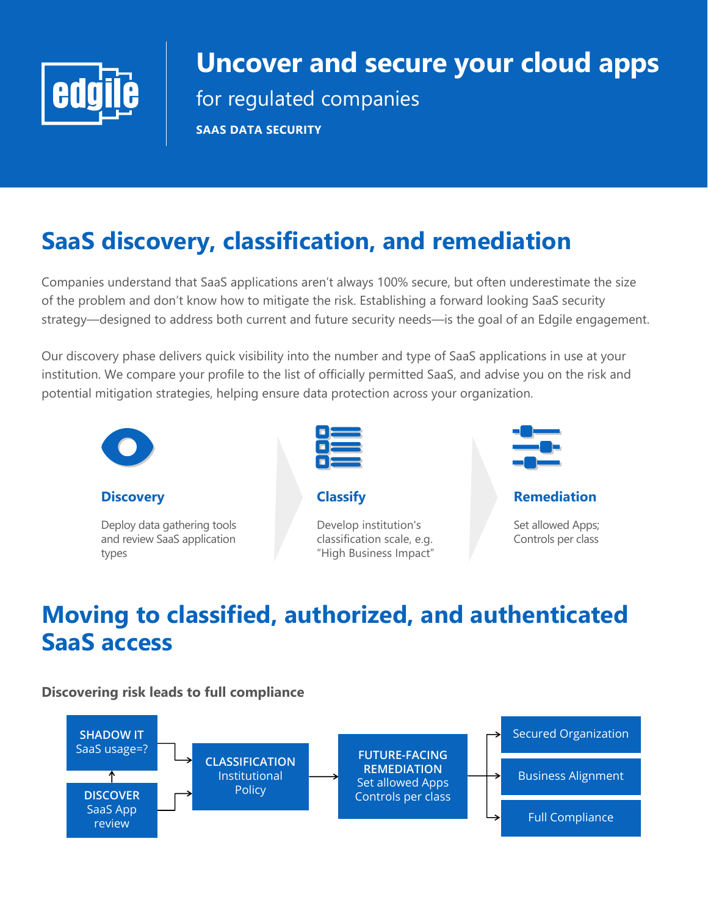# Uncover and secure your cloud apps

for regulated companies

**SAAS DATA SECURITY**

## SaaS discovery, classification, and remediation

Companies understand that SaaS applications aren't always 100% secure, but often underestimate the size of the problem and don't know how to mitigate the risk. Establishing a forward looking SaaS security strategy—designed to address both current and future security needs—is the goal of an Edgile engagement.

Our discovery phase delivers quick visibility into the number and type of SaaS applications in use at your institution. We compare your profile to the list of officially permitted SaaS, and advise you on the risk and potential mitigation strategies, helping ensure data protection across your organization.

### Discovery

Deploy data gathering tools and review SaaS application types

### Classify

Develop institution's classification scale, e.g. "High Business Impact"

### Remediation

Set allowed Apps; Controls per class

## Moving to classified, authorized, and authenticated SaaS access

**Discovering risk leads to full compliance**

- **SHADOW IT** SaaS usage=?
- **DISCOVER** SaaS App review
- **CLASSIFICATION** Institutional Policy
- **FUTURE-FACING REMEDIATION** Set allowed Apps Controls per class
- Secured Organization
- Business Alignment
- Full Compliance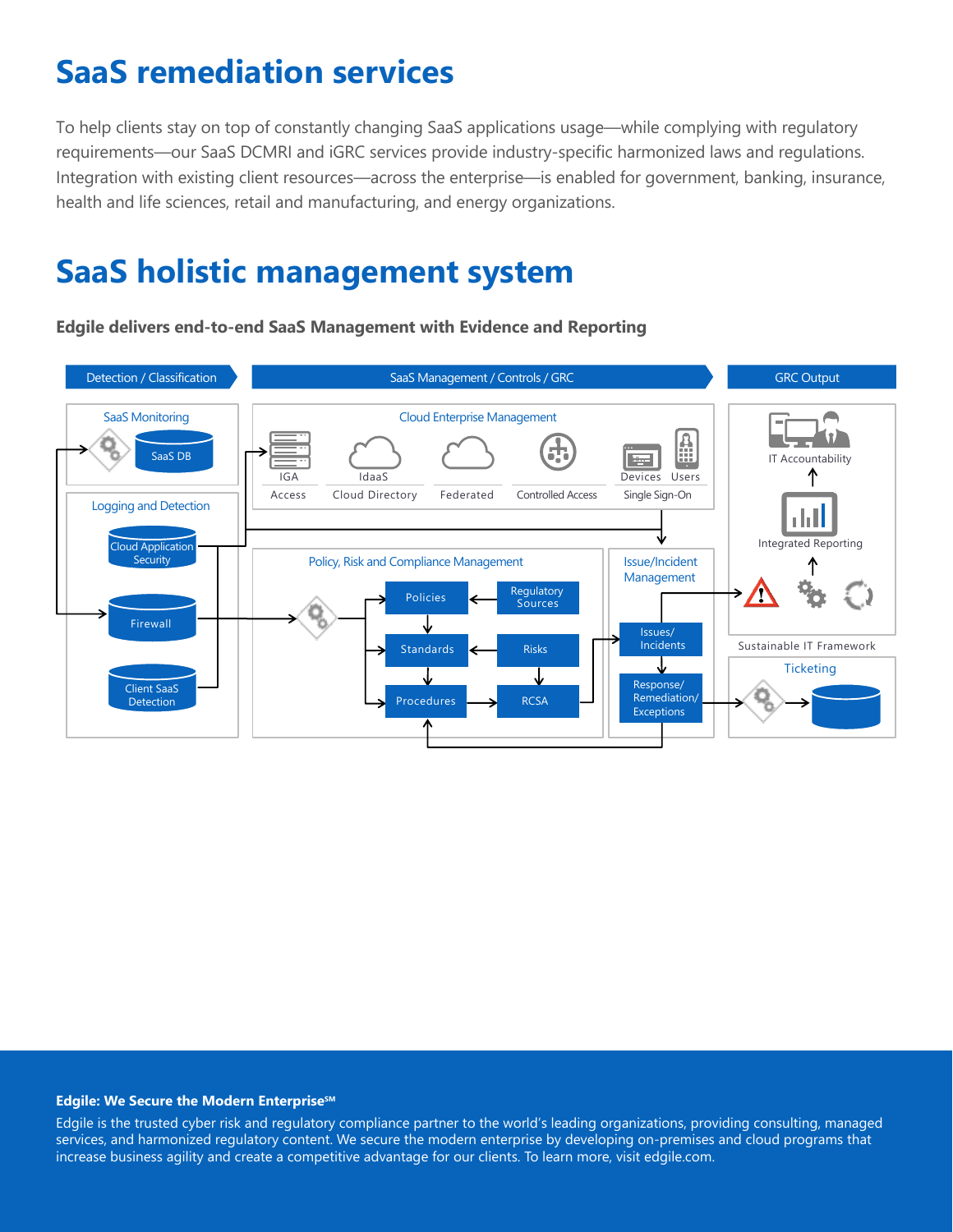# SaaS remediation services

To help clients stay on top of constantly changing SaaS applications usage—while complying with regulatory requirements—our SaaS DCMRI and iGRC services provide industry-specific harmonized laws and regulations. Integration with existing client resources—across the enterprise—is enabled for government, banking, insurance, health and life sciences, retail and manufacturing, and energy organizations.

# SaaS holistic management system

**Edgile delivers end-to-end SaaS Management with Evidence and Reporting**

Detection / Classification

SaaS Monitoring

SaaS DB

Logging and Detection

Cloud Application Security

Firewall

Client SaaS Detection

SaaS Management / Controls / GRC

Cloud Enterprise Management

IGA

Access

IdaaS

Cloud Directory

Federated

Controlled Access

Devices

Users

Single Sign-On

Policy, Risk and Compliance Management

Policies

Regulatory Sources

Standards

Risks

Procedures

RCSA

Issue/Incident Management

Issues/ Incidents

Response/ Remediation/ Exceptions

GRC Output

IT Accountability

Integrated Reporting

Sustainable IT Framework

Ticketing

**Edgile: We Secure the Modern Enterprise℠**

Edgile is the trusted cyber risk and regulatory compliance partner to the world's leading organizations, providing consulting, managed services, and harmonized regulatory content. We secure the modern enterprise by developing on-premises and cloud programs that increase business agility and create a competitive advantage for our clients. To learn more, visit edgile.com.